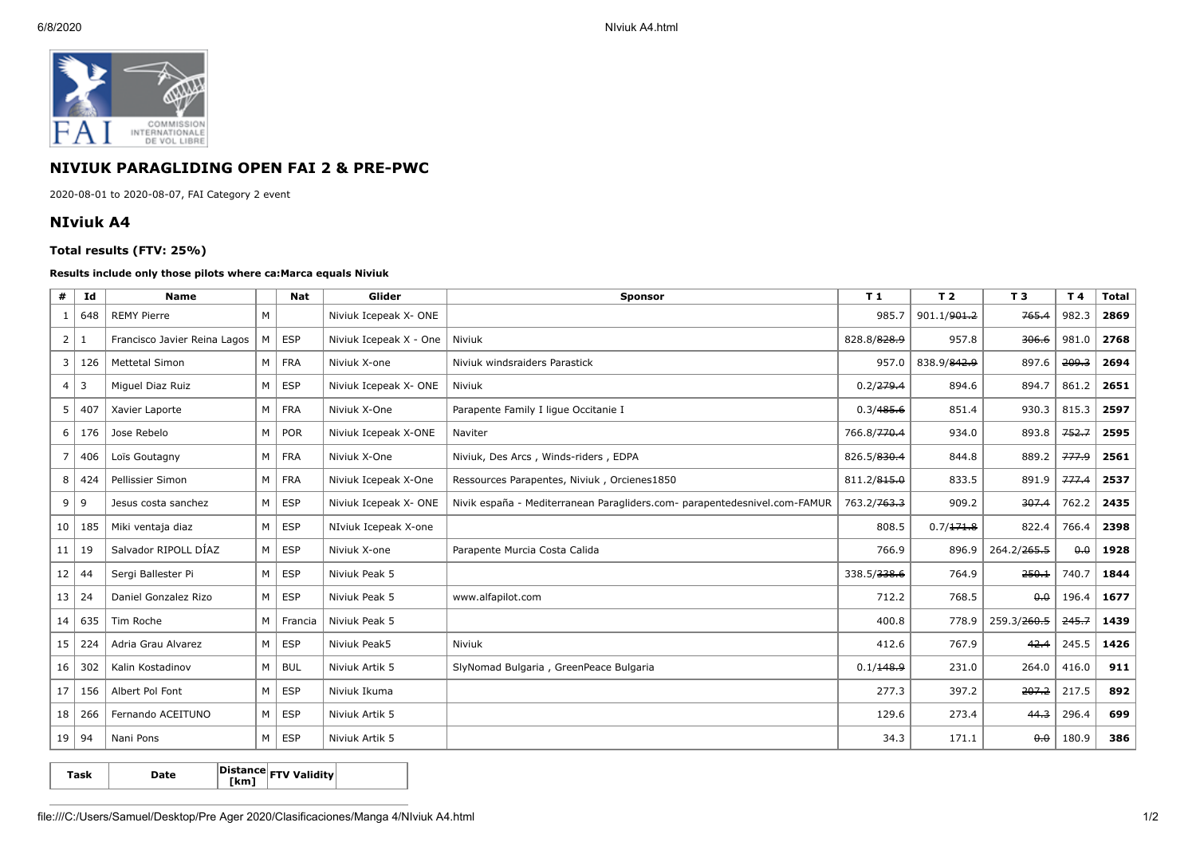## NIVIUK PARAGLIDING OPEN FAI 2 & PRE-PWC

2020-08-01 to 2020-08-07, FAI Category 2 event

## NIviuk A4

### Total results (FTV: 25%)

#### Results include only those pilots where ca:Marca equals Niviuk

| # | Id | Name | | Nat | Glider | Sponsor | T 1 | T 2 | T 3 | T 4 | Total |
|---|---|---|---|---|---|---|---|---|---|---|---|
| 1 | 648 | REMY Pierre | M | | Niviuk Icepeak X- ONE | | 985.7 | 901.1/~~901.2~~ | ~~765.4~~ | 982.3 | **2869** |
| 2 | 1 | Francisco Javier Reina Lagos | M | ESP | Niviuk Icepeak X - One | Niviuk | 828.8/~~828.9~~ | 957.8 | ~~306.6~~ | 981.0 | **2768** |
| 3 | 126 | Mettetal Simon | M | FRA | Niviuk X-one | Niviuk windsraiders Parastick | 957.0 | 838.9/~~842.9~~ | 897.6 | ~~209.3~~ | **2694** |
| 4 | 3 | Miguel Diaz Ruiz | M | ESP | Niviuk Icepeak X- ONE | Niviuk | 0.2/~~279.4~~ | 894.6 | 894.7 | 861.2 | **2651** |
| 5 | 407 | Xavier Laporte | M | FRA | Niviuk X-One | Parapente Family I ligue Occitanie I | 0.3/~~485.6~~ | 851.4 | 930.3 | 815.3 | **2597** |
| 6 | 176 | Jose Rebelo | M | POR | Niviuk Icepeak X-ONE | Naviter | 766.8/~~770.4~~ | 934.0 | 893.8 | ~~752.7~~ | **2595** |
| 7 | 406 | Loïs Goutagny | M | FRA | Niviuk X-One | Niviuk, Des Arcs , Winds-riders , EDPA | 826.5/~~830.4~~ | 844.8 | 889.2 | ~~777.9~~ | **2561** |
| 8 | 424 | Pellissier Simon | M | FRA | Niviuk Icepeak X-One | Ressources Parapentes, Niviuk , Orcienes1850 | 811.2/~~815.0~~ | 833.5 | 891.9 | ~~777.4~~ | **2537** |
| 9 | 9 | Jesus costa sanchez | M | ESP | Niviuk Icepeak X- ONE | Nivik españa - Mediterranean Paragliders.com- parapentedesnivel.com-FAMUR | 763.2/~~763.3~~ | 909.2 | ~~307.4~~ | 762.2 | **2435** |
| 10 | 185 | Miki ventaja diaz | M | ESP | NIviuk Icepeak X-one | | 808.5 | 0.7/~~171.8~~ | 822.4 | 766.4 | **2398** |
| 11 | 19 | Salvador RIPOLL DÍAZ | M | ESP | Niviuk X-one | Parapente Murcia Costa Calida | 766.9 | 896.9 | 264.2/~~265.5~~ | ~~0.0~~ | **1928** |
| 12 | 44 | Sergi Ballester Pi | M | ESP | Niviuk Peak 5 | | 338.5/~~338.6~~ | 764.9 | ~~250.1~~ | 740.7 | **1844** |
| 13 | 24 | Daniel Gonzalez Rizo | M | ESP | Niviuk Peak 5 | www.alfapilot.com | 712.2 | 768.5 | ~~0.0~~ | 196.4 | **1677** |
| 14 | 635 | Tim Roche | M | Francia | Niviuk Peak 5 | | 400.8 | 778.9 | 259.3/~~260.5~~ | ~~245.7~~ | **1439** |
| 15 | 224 | Adria Grau Alvarez | M | ESP | Niviuk Peak5 | Niviuk | 412.6 | 767.9 | ~~42.4~~ | 245.5 | **1426** |
| 16 | 302 | Kalin Kostadinov | M | BUL | Niviuk Artik 5 | SlyNomad Bulgaria , GreenPeace Bulgaria | 0.1/~~148.9~~ | 231.0 | 264.0 | 416.0 | **911** |
| 17 | 156 | Albert Pol Font | M | ESP | Niviuk Ikuma | | 277.3 | 397.2 | ~~207.2~~ | 217.5 | **892** |
| 18 | 266 | Fernando ACEITUNO | M | ESP | Niviuk Artik 5 | | 129.6 | 273.4 | ~~44.3~~ | 296.4 | **699** |
| 19 | 94 | Nani Pons | M | ESP | Niviuk Artik 5 | | 34.3 | 171.1 | ~~0.0~~ | 180.9 | **386** |

| Task | Date | Distance [km] | FTV Validity | |
|---|---|---|---|---|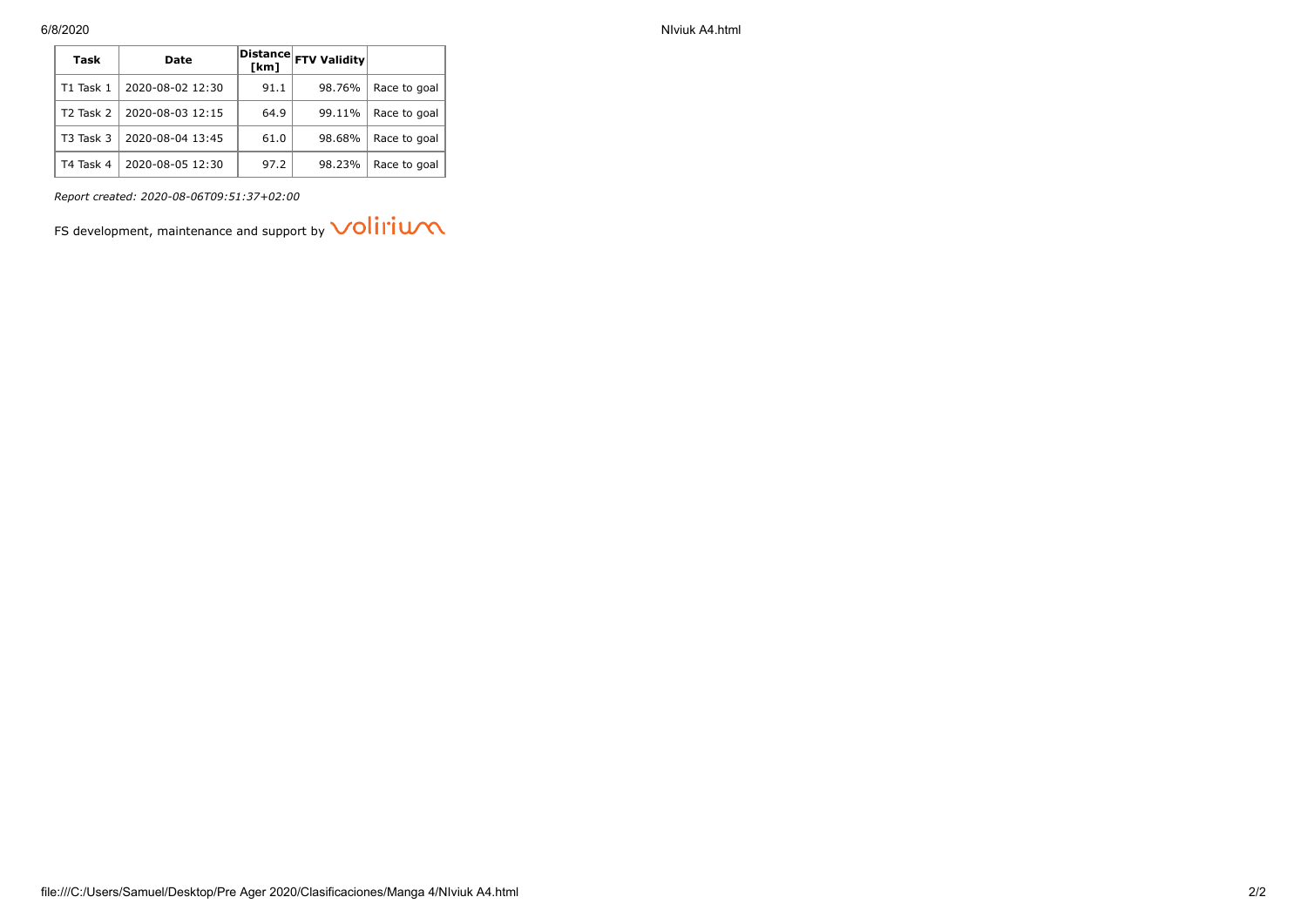| Task | Date | Distance [km] | FTV Validity | |
|---|---|---|---|---|
| T1 Task 1 | 2020-08-02 12:30 | 91.1 | 98.76% | Race to goal |
| T2 Task 2 | 2020-08-03 12:15 | 64.9 | 99.11% | Race to goal |
| T3 Task 3 | 2020-08-04 13:45 | 61.0 | 98.68% | Race to goal |
| T4 Task 4 | 2020-08-05 12:30 | 97.2 | 98.23% | Race to goal |

*Report created: 2020-08-06T09:51:37+02:00*

FS development, maintenance and support by volirium